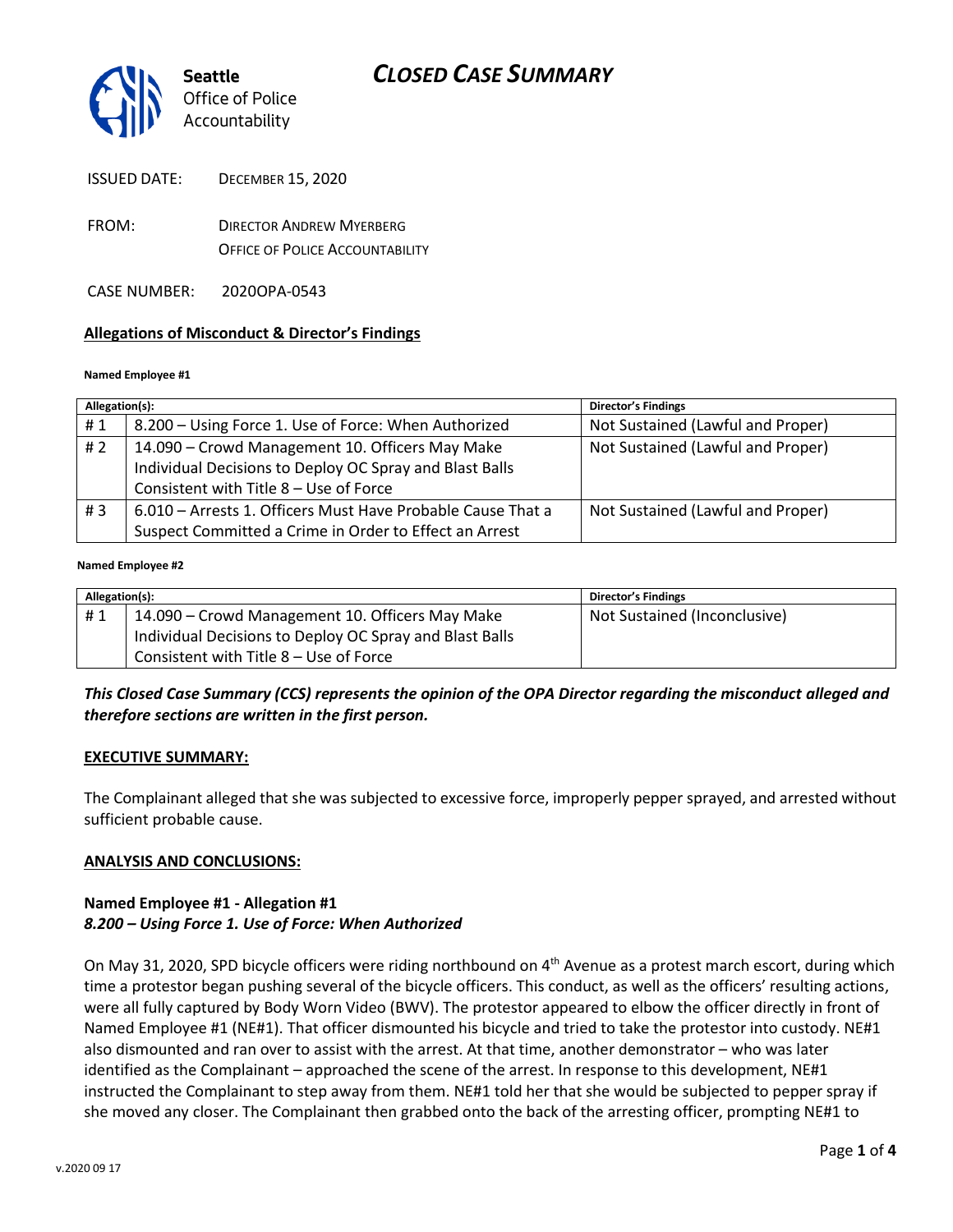# CLOSED CASE SUMMARY

Seattle Office of Police Accountability

ISSUED DATE: DECEMBER 15, 2020

FROM: DIRECTOR ANDREW MYERBERG
OFFICE OF POLICE ACCOUNTABILITY

CASE NUMBER: 2020OPA-0543

**Allegations of Misconduct & Director's Findings**

**Named Employee #1**

| Allegation(s): | | Director's Findings |
|---|---|---|
| # 1 | 8.200 – Using Force 1. Use of Force: When Authorized | Not Sustained (Lawful and Proper) |
| # 2 | 14.090 – Crowd Management 10. Officers May Make Individual Decisions to Deploy OC Spray and Blast Balls Consistent with Title 8 – Use of Force | Not Sustained (Lawful and Proper) |
| # 3 | 6.010 – Arrests 1. Officers Must Have Probable Cause That a Suspect Committed a Crime in Order to Effect an Arrest | Not Sustained (Lawful and Proper) |

**Named Employee #2**

| Allegation(s): | | Director's Findings |
|---|---|---|
| # 1 | 14.090 – Crowd Management 10. Officers May Make Individual Decisions to Deploy OC Spray and Blast Balls Consistent with Title 8 – Use of Force | Not Sustained (Inconclusive) |

***This Closed Case Summary (CCS) represents the opinion of the OPA Director regarding the misconduct alleged and therefore sections are written in the first person.***

**EXECUTIVE SUMMARY:**

The Complainant alleged that she was subjected to excessive force, improperly pepper sprayed, and arrested without sufficient probable cause.

**ANALYSIS AND CONCLUSIONS:**

**Named Employee #1 - Allegation #1**
***8.200 – Using Force 1. Use of Force: When Authorized***

On May 31, 2020, SPD bicycle officers were riding northbound on 4th Avenue as a protest march escort, during which time a protestor began pushing several of the bicycle officers. This conduct, as well as the officers' resulting actions, were all fully captured by Body Worn Video (BWV). The protestor appeared to elbow the officer directly in front of Named Employee #1 (NE#1). That officer dismounted his bicycle and tried to take the protestor into custody. NE#1 also dismounted and ran over to assist with the arrest. At that time, another demonstrator – who was later identified as the Complainant – approached the scene of the arrest. In response to this development, NE#1 instructed the Complainant to step away from them. NE#1 told her that she would be subjected to pepper spray if she moved any closer. The Complainant then grabbed onto the back of the arresting officer, prompting NE#1 to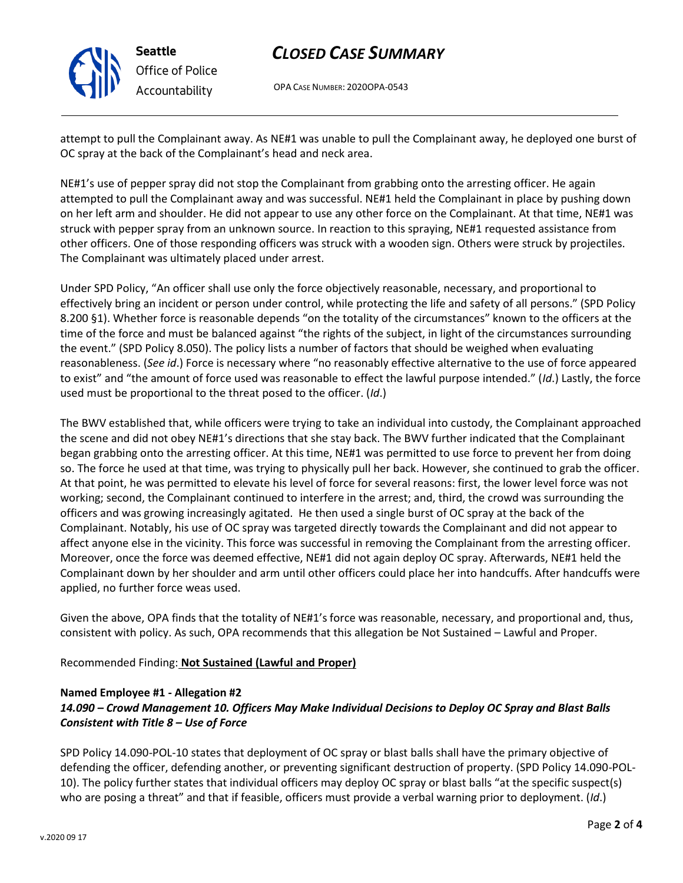attempt to pull the Complainant away. As NE#1 was unable to pull the Complainant away, he deployed one burst of OC spray at the back of the Complainant's head and neck area.

NE#1's use of pepper spray did not stop the Complainant from grabbing onto the arresting officer. He again attempted to pull the Complainant away and was successful. NE#1 held the Complainant in place by pushing down on her left arm and shoulder. He did not appear to use any other force on the Complainant. At that time, NE#1 was struck with pepper spray from an unknown source. In reaction to this spraying, NE#1 requested assistance from other officers. One of those responding officers was struck with a wooden sign. Others were struck by projectiles. The Complainant was ultimately placed under arrest.

Under SPD Policy, "An officer shall use only the force objectively reasonable, necessary, and proportional to effectively bring an incident or person under control, while protecting the life and safety of all persons." (SPD Policy 8.200 §1). Whether force is reasonable depends "on the totality of the circumstances" known to the officers at the time of the force and must be balanced against "the rights of the subject, in light of the circumstances surrounding the event." (SPD Policy 8.050). The policy lists a number of factors that should be weighed when evaluating reasonableness. (*See id*.) Force is necessary where "no reasonably effective alternative to the use of force appeared to exist" and "the amount of force used was reasonable to effect the lawful purpose intended." (*Id*.) Lastly, the force used must be proportional to the threat posed to the officer. (*Id*.)

The BWV established that, while officers were trying to take an individual into custody, the Complainant approached the scene and did not obey NE#1's directions that she stay back. The BWV further indicated that the Complainant began grabbing onto the arresting officer. At this time, NE#1 was permitted to use force to prevent her from doing so. The force he used at that time, was trying to physically pull her back. However, she continued to grab the officer. At that point, he was permitted to elevate his level of force for several reasons: first, the lower level force was not working; second, the Complainant continued to interfere in the arrest; and, third, the crowd was surrounding the officers and was growing increasingly agitated. He then used a single burst of OC spray at the back of the Complainant. Notably, his use of OC spray was targeted directly towards the Complainant and did not appear to affect anyone else in the vicinity. This force was successful in removing the Complainant from the arresting officer. Moreover, once the force was deemed effective, NE#1 did not again deploy OC spray. Afterwards, NE#1 held the Complainant down by her shoulder and arm until other officers could place her into handcuffs. After handcuffs were applied, no further force weas used.

Given the above, OPA finds that the totality of NE#1's force was reasonable, necessary, and proportional and, thus, consistent with policy. As such, OPA recommends that this allegation be Not Sustained – Lawful and Proper.

Recommended Finding: **Not Sustained (Lawful and Proper)**

**Named Employee #1 - Allegation #2**
***14.090 – Crowd Management 10. Officers May Make Individual Decisions to Deploy OC Spray and Blast Balls Consistent with Title 8 – Use of Force***

SPD Policy 14.090-POL-10 states that deployment of OC spray or blast balls shall have the primary objective of defending the officer, defending another, or preventing significant destruction of property. (SPD Policy 14.090-POL-10). The policy further states that individual officers may deploy OC spray or blast balls "at the specific suspect(s) who are posing a threat" and that if feasible, officers must provide a verbal warning prior to deployment. (*Id*.)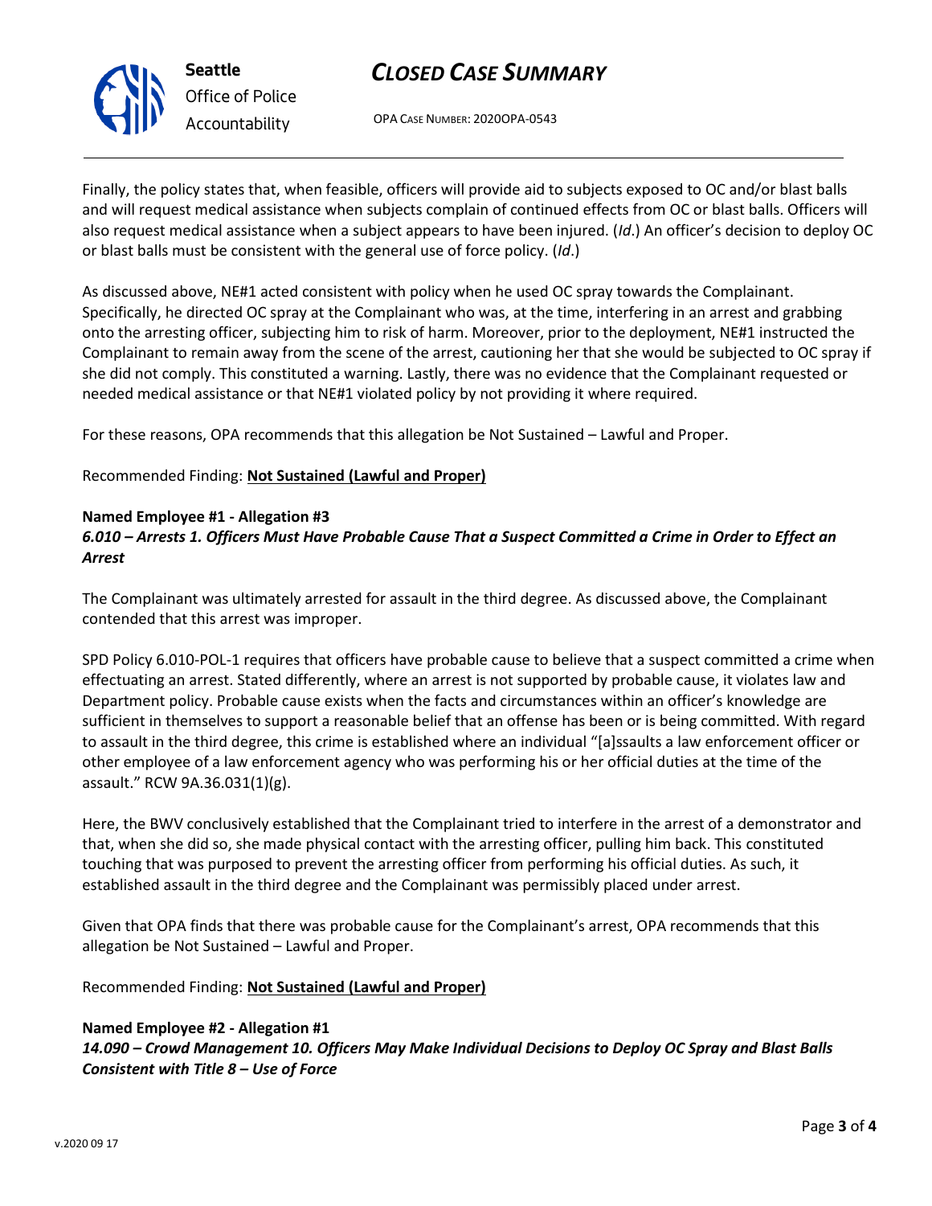Finally, the policy states that, when feasible, officers will provide aid to subjects exposed to OC and/or blast balls and will request medical assistance when subjects complain of continued effects from OC or blast balls. Officers will also request medical assistance when a subject appears to have been injured. (*Id*.) An officer's decision to deploy OC or blast balls must be consistent with the general use of force policy. (*Id*.)

As discussed above, NE#1 acted consistent with policy when he used OC spray towards the Complainant. Specifically, he directed OC spray at the Complainant who was, at the time, interfering in an arrest and grabbing onto the arresting officer, subjecting him to risk of harm. Moreover, prior to the deployment, NE#1 instructed the Complainant to remain away from the scene of the arrest, cautioning her that she would be subjected to OC spray if she did not comply. This constituted a warning. Lastly, there was no evidence that the Complainant requested or needed medical assistance or that NE#1 violated policy by not providing it where required.

For these reasons, OPA recommends that this allegation be Not Sustained – Lawful and Proper.

Recommended Finding: **Not Sustained (Lawful and Proper)**

**Named Employee #1 - Allegation #3**
***6.010 – Arrests 1. Officers Must Have Probable Cause That a Suspect Committed a Crime in Order to Effect an Arrest***

The Complainant was ultimately arrested for assault in the third degree. As discussed above, the Complainant contended that this arrest was improper.

SPD Policy 6.010-POL-1 requires that officers have probable cause to believe that a suspect committed a crime when effectuating an arrest. Stated differently, where an arrest is not supported by probable cause, it violates law and Department policy. Probable cause exists when the facts and circumstances within an officer's knowledge are sufficient in themselves to support a reasonable belief that an offense has been or is being committed. With regard to assault in the third degree, this crime is established where an individual "[a]ssaults a law enforcement officer or other employee of a law enforcement agency who was performing his or her official duties at the time of the assault." RCW 9A.36.031(1)(g).

Here, the BWV conclusively established that the Complainant tried to interfere in the arrest of a demonstrator and that, when she did so, she made physical contact with the arresting officer, pulling him back. This constituted touching that was purposed to prevent the arresting officer from performing his official duties. As such, it established assault in the third degree and the Complainant was permissibly placed under arrest.

Given that OPA finds that there was probable cause for the Complainant's arrest, OPA recommends that this allegation be Not Sustained – Lawful and Proper.

Recommended Finding: **Not Sustained (Lawful and Proper)**

**Named Employee #2 - Allegation #1**
***14.090 – Crowd Management 10. Officers May Make Individual Decisions to Deploy OC Spray and Blast Balls Consistent with Title 8 – Use of Force***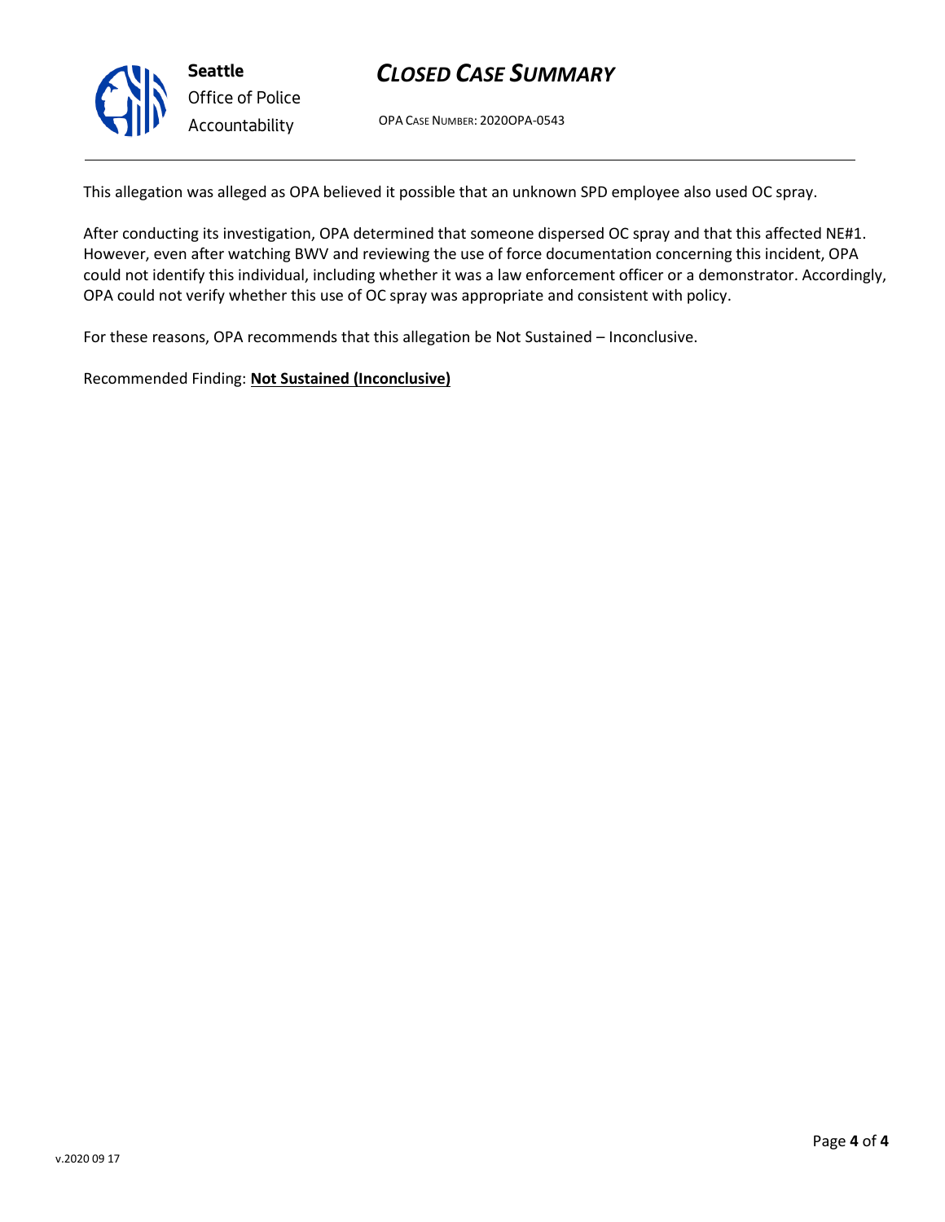This allegation was alleged as OPA believed it possible that an unknown SPD employee also used OC spray.

After conducting its investigation, OPA determined that someone dispersed OC spray and that this affected NE#1. However, even after watching BWV and reviewing the use of force documentation concerning this incident, OPA could not identify this individual, including whether it was a law enforcement officer or a demonstrator. Accordingly, OPA could not verify whether this use of OC spray was appropriate and consistent with policy.

For these reasons, OPA recommends that this allegation be Not Sustained – Inconclusive.

Recommended Finding: **Not Sustained (Inconclusive)**